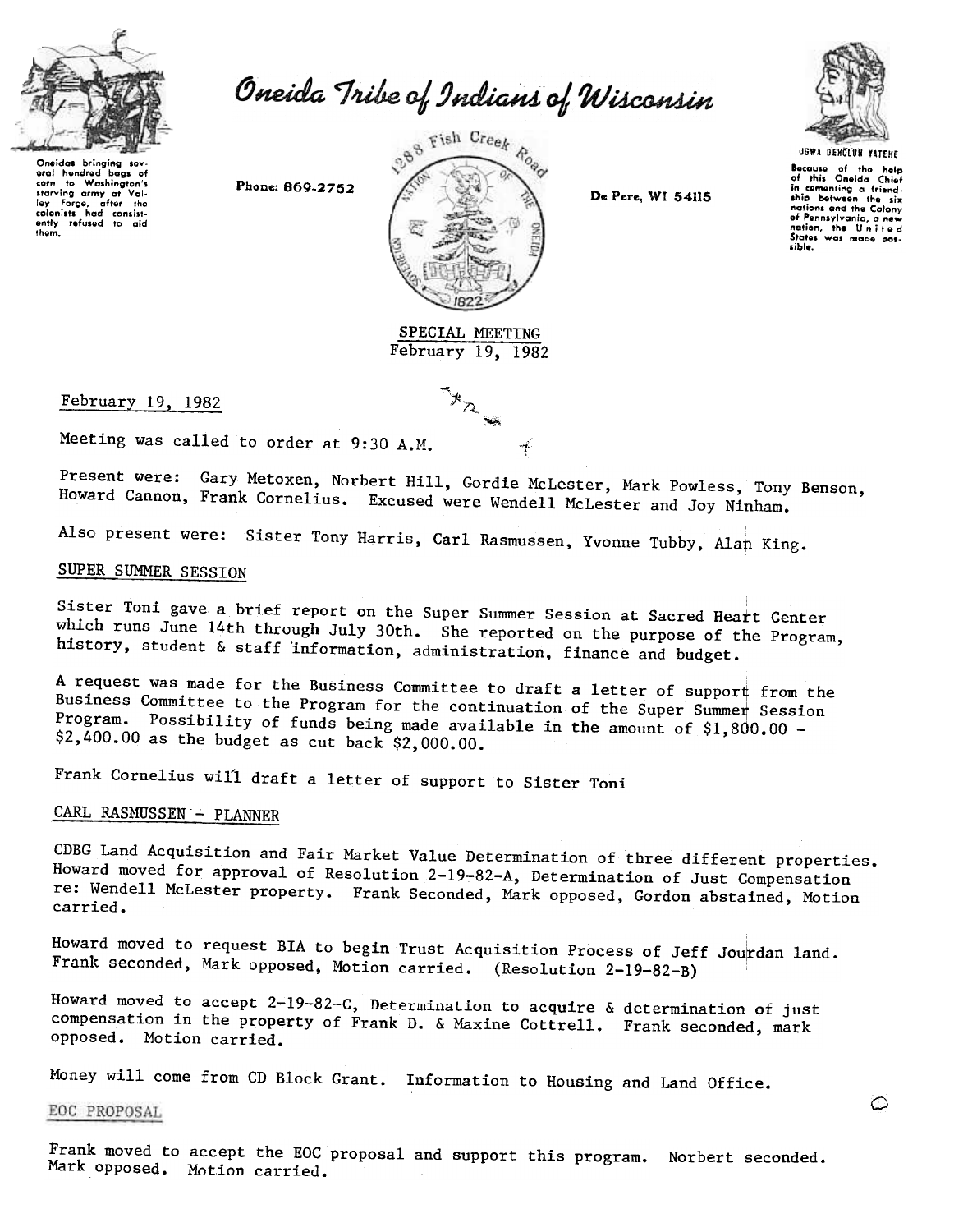# Oneida Tribe of Indians of Wisconsin

Oneidas bringing several hundred bags of corn to Washington's starving army at Valley Forge, after the colonists had consistently refused to aid them.

Phone: 869-2752

1288 Fish Creek Road

De Pere, WI 54115

UGWA DEHOLUH YATEHE

Because of the help of this Oneida Chief in cementing a friendship between the six nations and the Colony of Pennsylvania, a new nation, the United States was made possible.

SPECIAL MEETING
February 19, 1982

February 19, 1982

Meeting was called to order at 9:30 A.M.

Present were: Gary Metoxen, Norbert Hill, Gordie McLester, Mark Powless, Tony Benson, Howard Cannon, Frank Cornelius. Excused were Wendell McLester and Joy Ninham.

Also present were: Sister Tony Harris, Carl Rasmussen, Yvonne Tubby, Alan King.

## SUPER SUMMER SESSION

Sister Toni gave a brief report on the Super Summer Session at Sacred Heart Center which runs June 14th through July 30th. She reported on the purpose of the Program, history, student & staff information, administration, finance and budget.

A request was made for the Business Committee to draft a letter of support from the Business Committee to the Program for the continuation of the Super Summer Session Program. Possibility of funds being made available in the amount of $1,800.00 - $2,400.00 as the budget as cut back $2,000.00.

Frank Cornelius will draft a letter of support to Sister Toni

## CARL RASMUSSEN - PLANNER

CDBG Land Acquisition and Fair Market Value Determination of three different properties. Howard moved for approval of Resolution 2-19-82-A, Determination of Just Compensation re: Wendell McLester property. Frank Seconded, Mark opposed, Gordon abstained, Motion carried.

Howard moved to request BIA to begin Trust Acquisition Process of Jeff Jourdan land. Frank seconded, Mark opposed, Motion carried. (Resolution 2-19-82-B)

Howard moved to accept 2-19-82-C, Determination to acquire & determination of just compensation in the property of Frank D. & Maxine Cottrell. Frank seconded, mark opposed. Motion carried.

Money will come from CD Block Grant. Information to Housing and Land Office.

## EOC PROPOSAL

Frank moved to accept the EOC proposal and support this program. Norbert seconded. Mark opposed. Motion carried.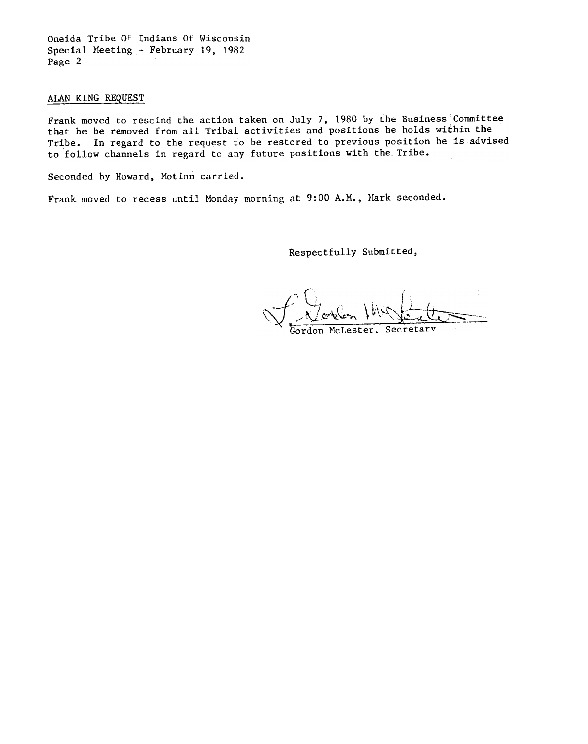## ALAN KING REQUEST

Frank moved to rescind the action taken on July 7, 1980 by the Business Committee that he be removed from all Tribal activities and positions he holds within the Tribe. In regard to the request to be restored to previous position he is advised to follow channels in regard to any future positions with the Tribe.

Seconded by Howard, Motion carried.

Frank moved to recess until Monday morning at 9:00 A.M., Mark seconded.

Respectfully Submitted,

Gordon McLester. Secretary